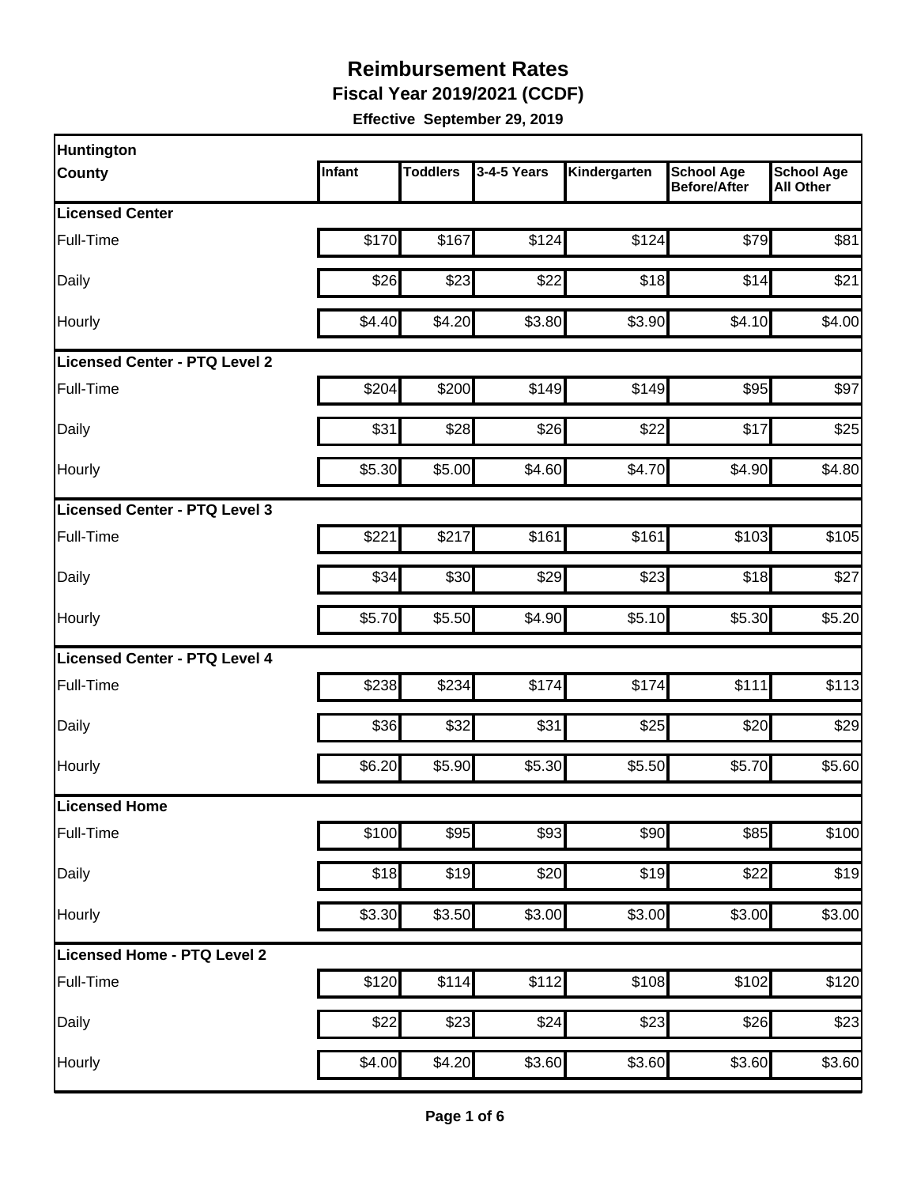# Reimbursement Rates

**Fiscal Year 2019/2021 (CCDF)**

**Effective September 29, 2019**

| Huntington County | Infant | Toddlers | 3-4-5 Years | Kindergarten | School Age Before/After | School Age All Other |
|---|---|---|---|---|---|---|
| **Licensed Center** | | | | | | |
| Full-Time | $170 | $167 | $124 | $124 | $79 | $81 |
| Daily | $26 | $23 | $22 | $18 | $14 | $21 |
| Hourly | $4.40 | $4.20 | $3.80 | $3.90 | $4.10 | $4.00 |
| **Licensed Center - PTQ Level 2** | | | | | | |
| Full-Time | $204 | $200 | $149 | $149 | $95 | $97 |
| Daily | $31 | $28 | $26 | $22 | $17 | $25 |
| Hourly | $5.30 | $5.00 | $4.60 | $4.70 | $4.90 | $4.80 |
| **Licensed Center - PTQ Level 3** | | | | | | |
| Full-Time | $221 | $217 | $161 | $161 | $103 | $105 |
| Daily | $34 | $30 | $29 | $23 | $18 | $27 |
| Hourly | $5.70 | $5.50 | $4.90 | $5.10 | $5.30 | $5.20 |
| **Licensed Center - PTQ Level 4** | | | | | | |
| Full-Time | $238 | $234 | $174 | $174 | $111 | $113 |
| Daily | $36 | $32 | $31 | $25 | $20 | $29 |
| Hourly | $6.20 | $5.90 | $5.30 | $5.50 | $5.70 | $5.60 |
| **Licensed Home** | | | | | | |
| Full-Time | $100 | $95 | $93 | $90 | $85 | $100 |
| Daily | $18 | $19 | $20 | $19 | $22 | $19 |
| Hourly | $3.30 | $3.50 | $3.00 | $3.00 | $3.00 | $3.00 |
| **Licensed Home - PTQ Level 2** | | | | | | |
| Full-Time | $120 | $114 | $112 | $108 | $102 | $120 |
| Daily | $22 | $23 | $24 | $23 | $26 | $23 |
| Hourly | $4.00 | $4.20 | $3.60 | $3.60 | $3.60 | $3.60 |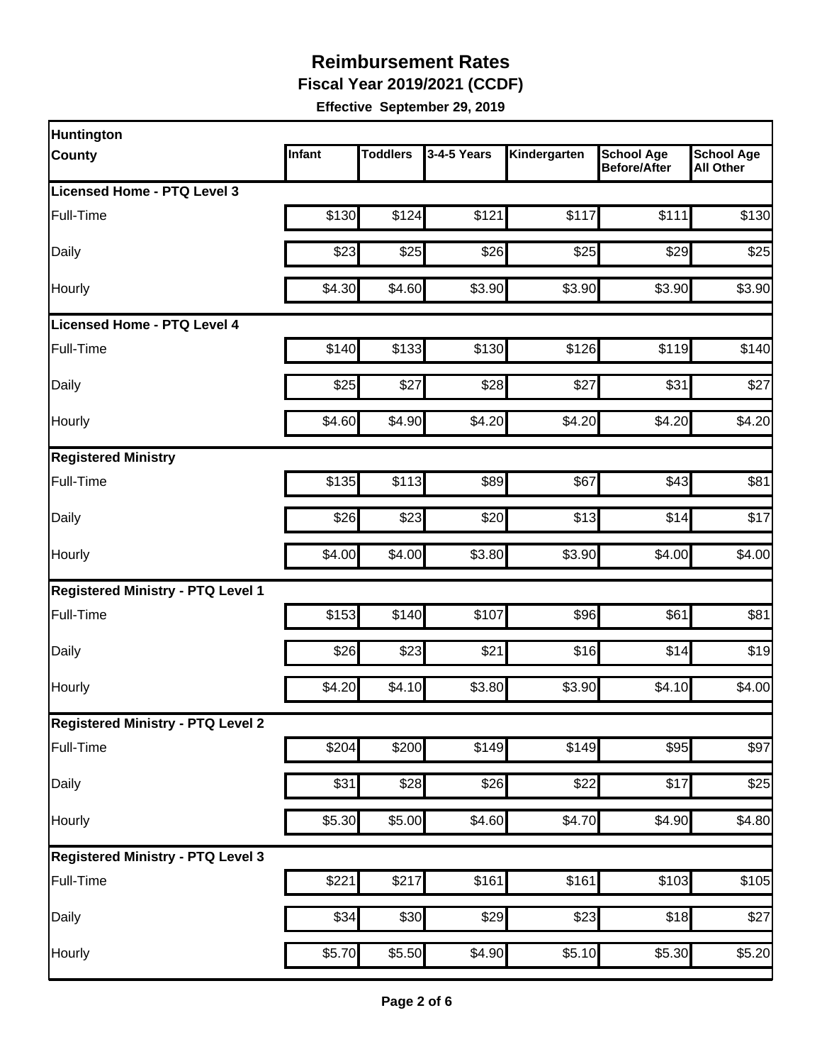# Reimbursement Rates

**Fiscal Year 2019/2021 (CCDF)**

**Effective September 29, 2019**

| Huntington County | Infant | Toddlers | 3-4-5 Years | Kindergarten | School Age Before/After | School Age All Other |
|---|---|---|---|---|---|---|
| **Licensed Home - PTQ Level 3** | | | | | | |
| Full-Time | \$130 | \$124 | \$121 | \$117 | \$111 | \$130 |
| Daily | \$23 | \$25 | \$26 | \$25 | \$29 | \$25 |
| Hourly | \$4.30 | \$4.60 | \$3.90 | \$3.90 | \$3.90 | \$3.90 |
| **Licensed Home - PTQ Level 4** | | | | | | |
| Full-Time | \$140 | \$133 | \$130 | \$126 | \$119 | \$140 |
| Daily | \$25 | \$27 | \$28 | \$27 | \$31 | \$27 |
| Hourly | \$4.60 | \$4.90 | \$4.20 | \$4.20 | \$4.20 | \$4.20 |
| **Registered Ministry** | | | | | | |
| Full-Time | \$135 | \$113 | \$89 | \$67 | \$43 | \$81 |
| Daily | \$26 | \$23 | \$20 | \$13 | \$14 | \$17 |
| Hourly | \$4.00 | \$4.00 | \$3.80 | \$3.90 | \$4.00 | \$4.00 |
| **Registered Ministry - PTQ Level 1** | | | | | | |
| Full-Time | \$153 | \$140 | \$107 | \$96 | \$61 | \$81 |
| Daily | \$26 | \$23 | \$21 | \$16 | \$14 | \$19 |
| Hourly | \$4.20 | \$4.10 | \$3.80 | \$3.90 | \$4.10 | \$4.00 |
| **Registered Ministry - PTQ Level 2** | | | | | | |
| Full-Time | \$204 | \$200 | \$149 | \$149 | \$95 | \$97 |
| Daily | \$31 | \$28 | \$26 | \$22 | \$17 | \$25 |
| Hourly | \$5.30 | \$5.00 | \$4.60 | \$4.70 | \$4.90 | \$4.80 |
| **Registered Ministry - PTQ Level 3** | | | | | | |
| Full-Time | \$221 | \$217 | \$161 | \$161 | \$103 | \$105 |
| Daily | \$34 | \$30 | \$29 | \$23 | \$18 | \$27 |
| Hourly | \$5.70 | \$5.50 | \$4.90 | \$5.10 | \$5.30 | \$5.20 |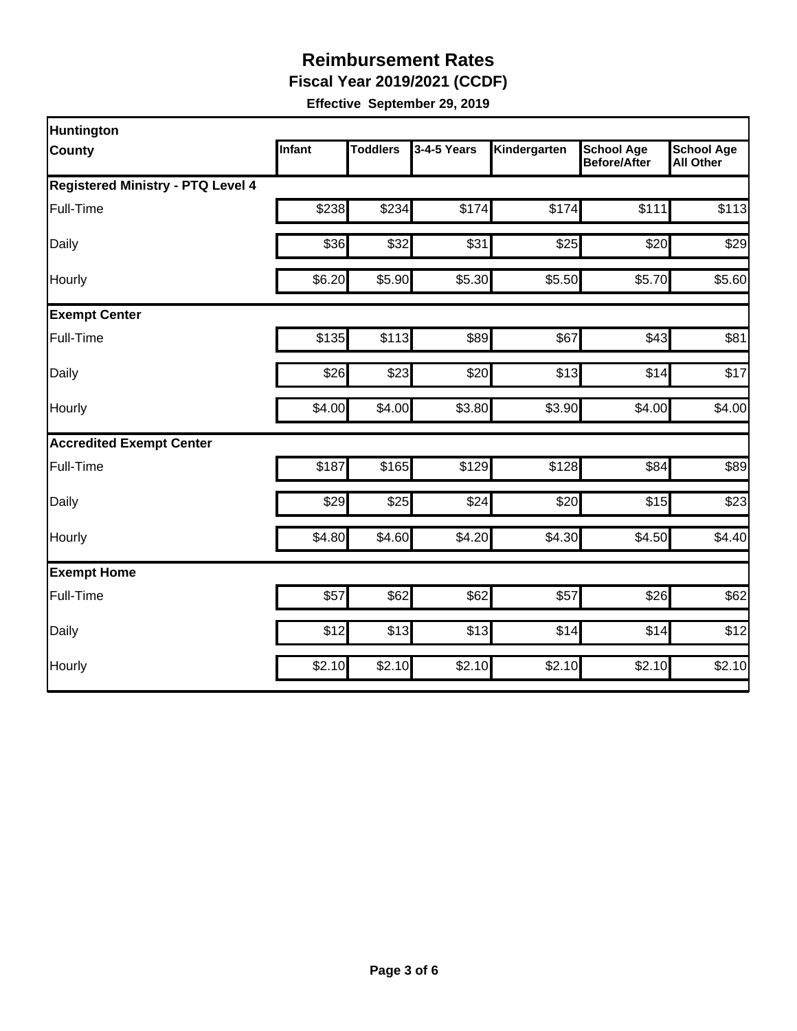# Reimbursement Rates

**Fiscal Year 2019/2021 (CCDF)**

**Effective September 29, 2019**

| Huntington County | Infant | Toddlers | 3-4-5 Years | Kindergarten | School Age Before/After | School Age All Other |
|---|---|---|---|---|---|---|
| **Registered Ministry - PTQ Level 4** | | | | | | |
| Full-Time | $238 | $234 | $174 | $174 | $111 | $113 |
| Daily | $36 | $32 | $31 | $25 | $20 | $29 |
| Hourly | $6.20 | $5.90 | $5.30 | $5.50 | $5.70 | $5.60 |
| **Exempt Center** | | | | | | |
| Full-Time | $135 | $113 | $89 | $67 | $43 | $81 |
| Daily | $26 | $23 | $20 | $13 | $14 | $17 |
| Hourly | $4.00 | $4.00 | $3.80 | $3.90 | $4.00 | $4.00 |
| **Accredited Exempt Center** | | | | | | |
| Full-Time | $187 | $165 | $129 | $128 | $84 | $89 |
| Daily | $29 | $25 | $24 | $20 | $15 | $23 |
| Hourly | $4.80 | $4.60 | $4.20 | $4.30 | $4.50 | $4.40 |
| **Exempt Home** | | | | | | |
| Full-Time | $57 | $62 | $62 | $57 | $26 | $62 |
| Daily | $12 | $13 | $13 | $14 | $14 | $12 |
| Hourly | $2.10 | $2.10 | $2.10 | $2.10 | $2.10 | $2.10 |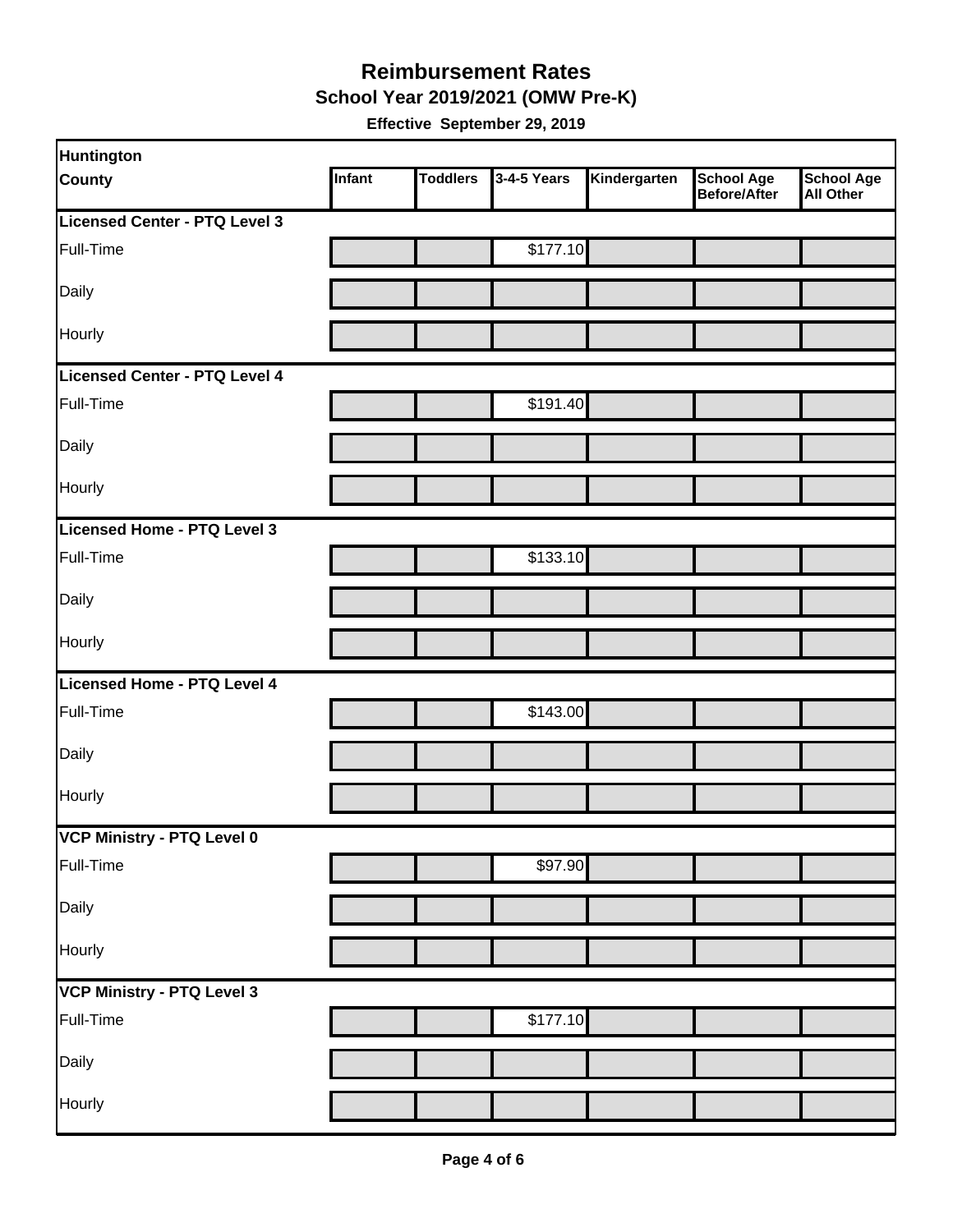# Reimbursement Rates

## School Year 2019/2021 (OMW Pre-K)

**Effective September 29, 2019**

| Huntington County | Infant | Toddlers | 3-4-5 Years | Kindergarten | School Age Before/After | School Age All Other |
|---|---|---|---|---|---|---|
| **Licensed Center - PTQ Level 3** | | | | | | |
| Full-Time | | | $177.10 | | | |
| Daily | | | | | | |
| Hourly | | | | | | |
| **Licensed Center - PTQ Level 4** | | | | | | |
| Full-Time | | | $191.40 | | | |
| Daily | | | | | | |
| Hourly | | | | | | |
| **Licensed Home - PTQ Level 3** | | | | | | |
| Full-Time | | | $133.10 | | | |
| Daily | | | | | | |
| Hourly | | | | | | |
| **Licensed Home - PTQ Level 4** | | | | | | |
| Full-Time | | | $143.00 | | | |
| Daily | | | | | | |
| Hourly | | | | | | |
| **VCP Ministry - PTQ Level 0** | | | | | | |
| Full-Time | | | $97.90 | | | |
| Daily | | | | | | |
| Hourly | | | | | | |
| **VCP Ministry - PTQ Level 3** | | | | | | |
| Full-Time | | | $177.10 | | | |
| Daily | | | | | | |
| Hourly | | | | | | |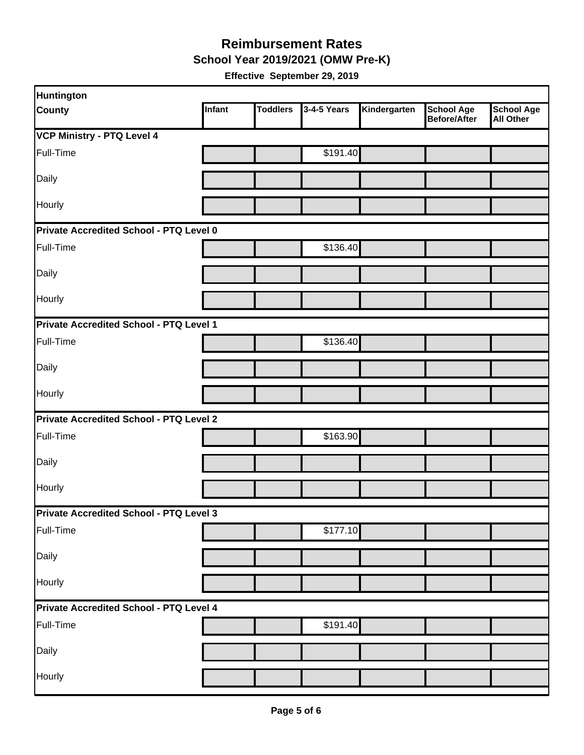# Reimbursement Rates

## School Year 2019/2021 (OMW Pre-K)

**Effective September 29, 2019**

| Huntington County | Infant | Toddlers | 3-4-5 Years | Kindergarten | School Age Before/After | School Age All Other |
|---|---|---|---|---|---|---|
| **VCP Ministry - PTQ Level 4** | | | | | | |
| Full-Time | | | $191.40 | | | |
| Daily | | | | | | |
| Hourly | | | | | | |
| **Private Accredited School - PTQ Level 0** | | | | | | |
| Full-Time | | | $136.40 | | | |
| Daily | | | | | | |
| Hourly | | | | | | |
| **Private Accredited School - PTQ Level 1** | | | | | | |
| Full-Time | | | $136.40 | | | |
| Daily | | | | | | |
| Hourly | | | | | | |
| **Private Accredited School - PTQ Level 2** | | | | | | |
| Full-Time | | | $163.90 | | | |
| Daily | | | | | | |
| Hourly | | | | | | |
| **Private Accredited School - PTQ Level 3** | | | | | | |
| Full-Time | | | $177.10 | | | |
| Daily | | | | | | |
| Hourly | | | | | | |
| **Private Accredited School - PTQ Level 4** | | | | | | |
| Full-Time | | | $191.40 | | | |
| Daily | | | | | | |
| Hourly | | | | | | |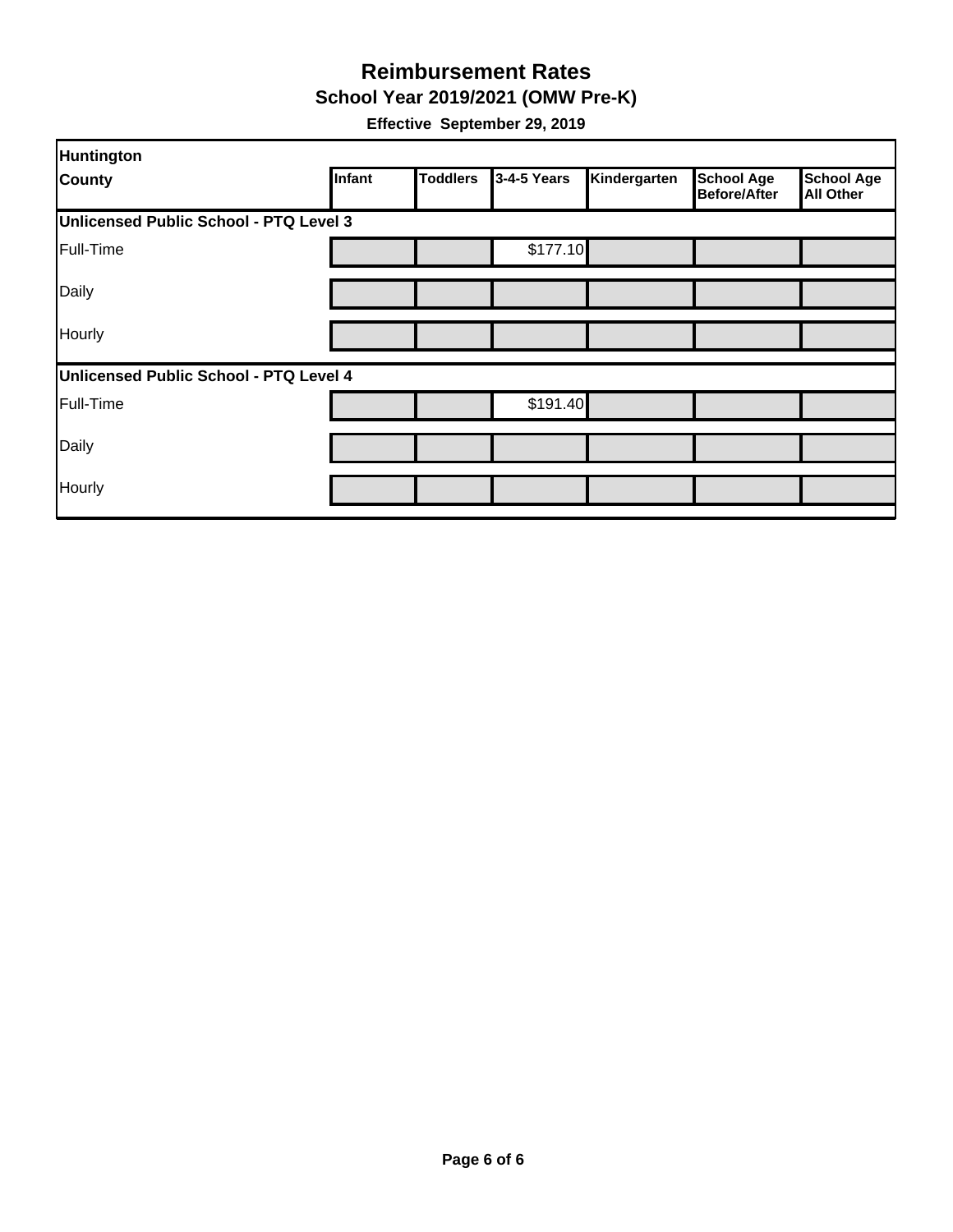# Reimbursement Rates

## School Year 2019/2021 (OMW Pre-K)

**Effective September 29, 2019**

| Huntington County | Infant | Toddlers | 3-4-5 Years | Kindergarten | School Age Before/After | School Age All Other |
|---|---|---|---|---|---|---|
| **Unlicensed Public School - PTQ Level 3** | | | | | | |
| Full-Time | | | $177.10 | | | |
| Daily | | | | | | |
| Hourly | | | | | | |
| **Unlicensed Public School - PTQ Level 4** | | | | | | |
| Full-Time | | | $191.40 | | | |
| Daily | | | | | | |
| Hourly | | | | | | |